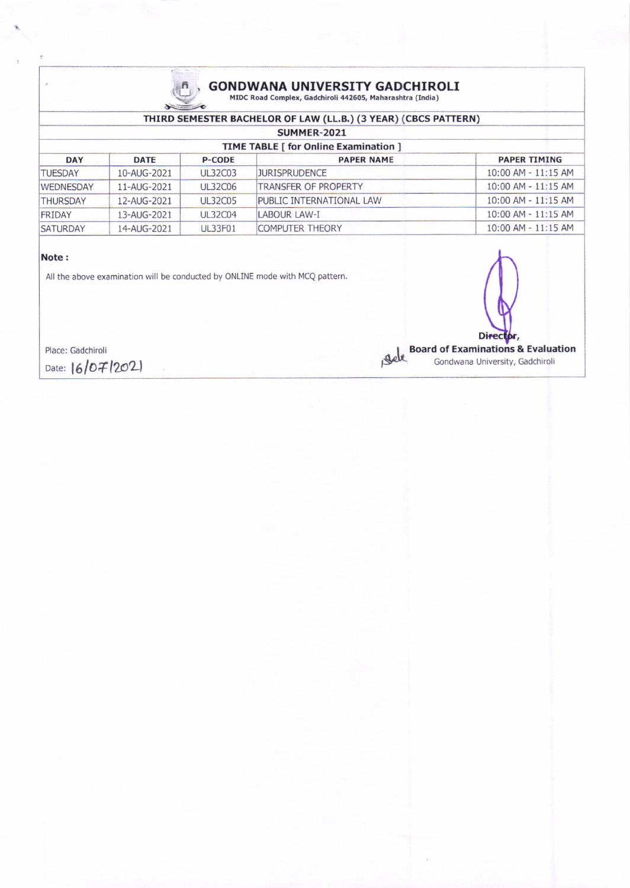# GONDWANA UNIVERSITY GADCHIROLI

MIDC Road Complex, Gadchiroli 442605, Maharashtra (India)

## THIRD SEMESTER BACHELOR OF LAW (LL.B.) (3 YEAR) (CBCS PATTERN)

### SUMMER-2021

### TIME TABLE [ for Online Examination ]

| DAY | DATE | P-CODE | PAPER NAME | PAPER TIMING |
|---|---|---|---|---|
| TUESDAY | 10-AUG-2021 | UL32C03 | JURISPRUDENCE | 10:00 AM - 11:15 AM |
| WEDNESDAY | 11-AUG-2021 | UL32C06 | TRANSFER OF PROPERTY | 10:00 AM - 11:15 AM |
| THURSDAY | 12-AUG-2021 | UL32C05 | PUBLIC INTERNATIONAL LAW | 10:00 AM - 11:15 AM |
| FRIDAY | 13-AUG-2021 | UL32C04 | LABOUR LAW-I | 10:00 AM - 11:15 AM |
| SATURDAY | 14-AUG-2021 | UL33F01 | COMPUTER THEORY | 10:00 AM - 11:15 AM |

**Note :**

All the above examination will be conducted by ONLINE mode with MCQ pattern.

Place: Gadchiroli

Date: 16/07/2021

**Director,**
**Board of Examinations & Evaluation**
Gondwana University, Gadchiroli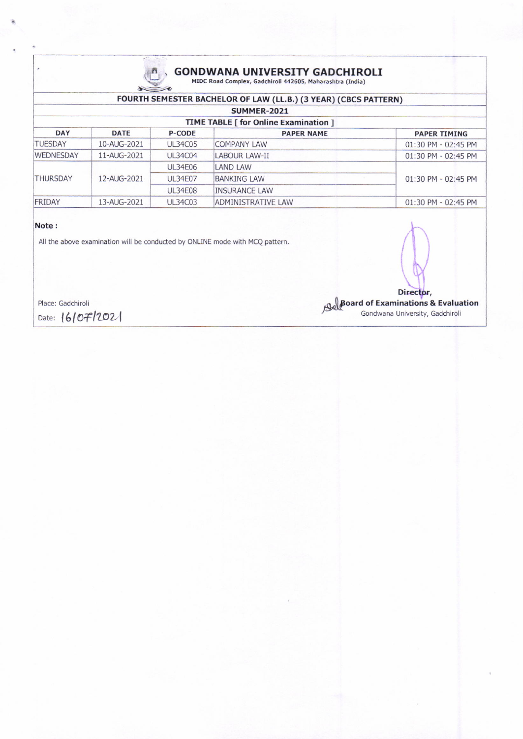# GONDWANA UNIVERSITY GADCHIROLI

MIDC Road Complex, Gadchiroli 442605, Maharashtra (India)

## FOURTH SEMESTER BACHELOR OF LAW (LL.B.) (3 YEAR) (CBCS PATTERN)

### SUMMER-2021

### TIME TABLE [ for Online Examination ]

| DAY | DATE | P-CODE | PAPER NAME | PAPER TIMING |
|---|---|---|---|---|
| TUESDAY | 10-AUG-2021 | UL34C05 | COMPANY LAW | 01:30 PM - 02:45 PM |
| WEDNESDAY | 11-AUG-2021 | UL34C04 | LABOUR LAW-II | 01:30 PM - 02:45 PM |
| THURSDAY | 12-AUG-2021 | UL34E06 | LAND LAW | 01:30 PM - 02:45 PM |
| | | UL34E07 | BANKING LAW | |
| | | UL34E08 | INSURANCE LAW | |
| FRIDAY | 13-AUG-2021 | UL34C03 | ADMINISTRATIVE LAW | 01:30 PM - 02:45 PM |

**Note :**

All the above examination will be conducted by ONLINE mode with MCQ pattern.

Place: Gadchiroli

Date: 16/07/2021

**Director,**

**Board of Examinations & Evaluation**

Gondwana University, Gadchiroli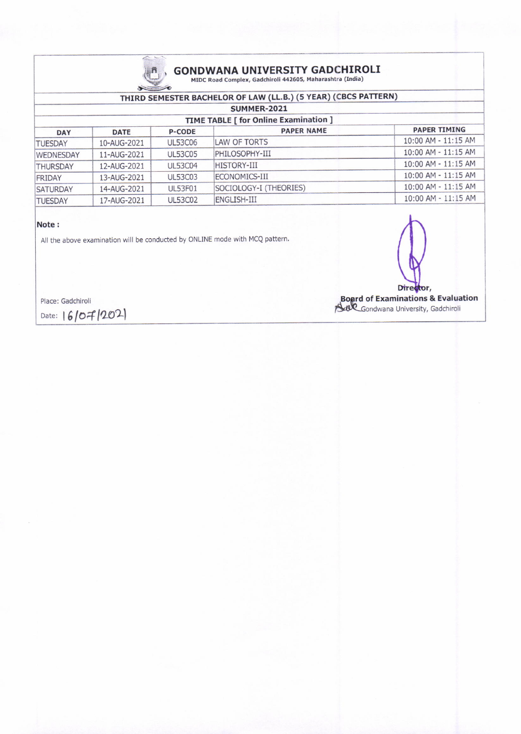# GONDWANA UNIVERSITY GADCHIROLI

MIDC Road Complex, Gadchiroli 442605, Maharashtra (India)

## THIRD SEMESTER BACHELOR OF LAW (LL.B.) (5 YEAR) (CBCS PATTERN)

### SUMMER-2021

### TIME TABLE [ for Online Examination ]

| DAY | DATE | P-CODE | PAPER NAME | PAPER TIMING |
|---|---|---|---|---|
| TUESDAY | 10-AUG-2021 | UL53C06 | LAW OF TORTS | 10:00 AM - 11:15 AM |
| WEDNESDAY | 11-AUG-2021 | UL53C05 | PHILOSOPHY-III | 10:00 AM - 11:15 AM |
| THURSDAY | 12-AUG-2021 | UL53C04 | HISTORY-III | 10:00 AM - 11:15 AM |
| FRIDAY | 13-AUG-2021 | UL53C03 | ECONOMICS-III | 10:00 AM - 11:15 AM |
| SATURDAY | 14-AUG-2021 | UL53F01 | SOCIOLOGY-I (THEORIES) | 10:00 AM - 11:15 AM |
| TUESDAY | 17-AUG-2021 | UL53C02 | ENGLISH-III | 10:00 AM - 11:15 AM |

**Note :**

All the above examination will be conducted by ONLINE mode with MCQ pattern.

Place: Gadchiroli

Date: 16/07/2021

Director,

**Board of Examinations & Evaluation**

Gondwana University, Gadchiroli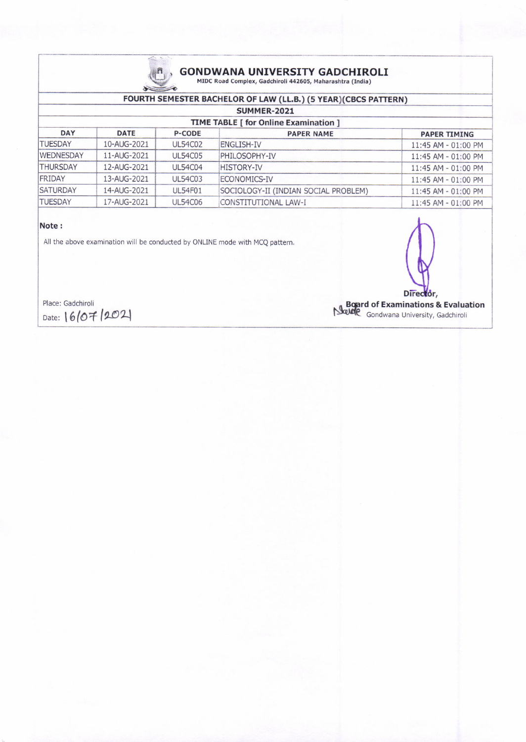# GONDWANA UNIVERSITY GADCHIROLI

MIDC Road Complex, Gadchiroli 442605, Maharashtra (India)

## FOURTH SEMESTER BACHELOR OF LAW (LL.B.) (5 YEAR)(CBCS PATTERN)

### SUMMER-2021

### TIME TABLE [ for Online Examination ]

| DAY | DATE | P-CODE | PAPER NAME | PAPER TIMING |
|---|---|---|---|---|
| TUESDAY | 10-AUG-2021 | UL54C02 | ENGLISH-IV | 11:45 AM - 01:00 PM |
| WEDNESDAY | 11-AUG-2021 | UL54C05 | PHILOSOPHY-IV | 11:45 AM - 01:00 PM |
| THURSDAY | 12-AUG-2021 | UL54C04 | HISTORY-IV | 11:45 AM - 01:00 PM |
| FRIDAY | 13-AUG-2021 | UL54C03 | ECONOMICS-IV | 11:45 AM - 01:00 PM |
| SATURDAY | 14-AUG-2021 | UL54F01 | SOCIOLOGY-II (INDIAN SOCIAL PROBLEM) | 11:45 AM - 01:00 PM |
| TUESDAY | 17-AUG-2021 | UL54C06 | CONSTITUTIONAL LAW-I | 11:45 AM - 01:00 PM |

**Note :**

All the above examination will be conducted by ONLINE mode with MCQ pattern.

Place: Gadchiroli

Date: 16/07/2021

Director,

**Board of Examinations & Evaluation**

Gondwana University, Gadchiroli